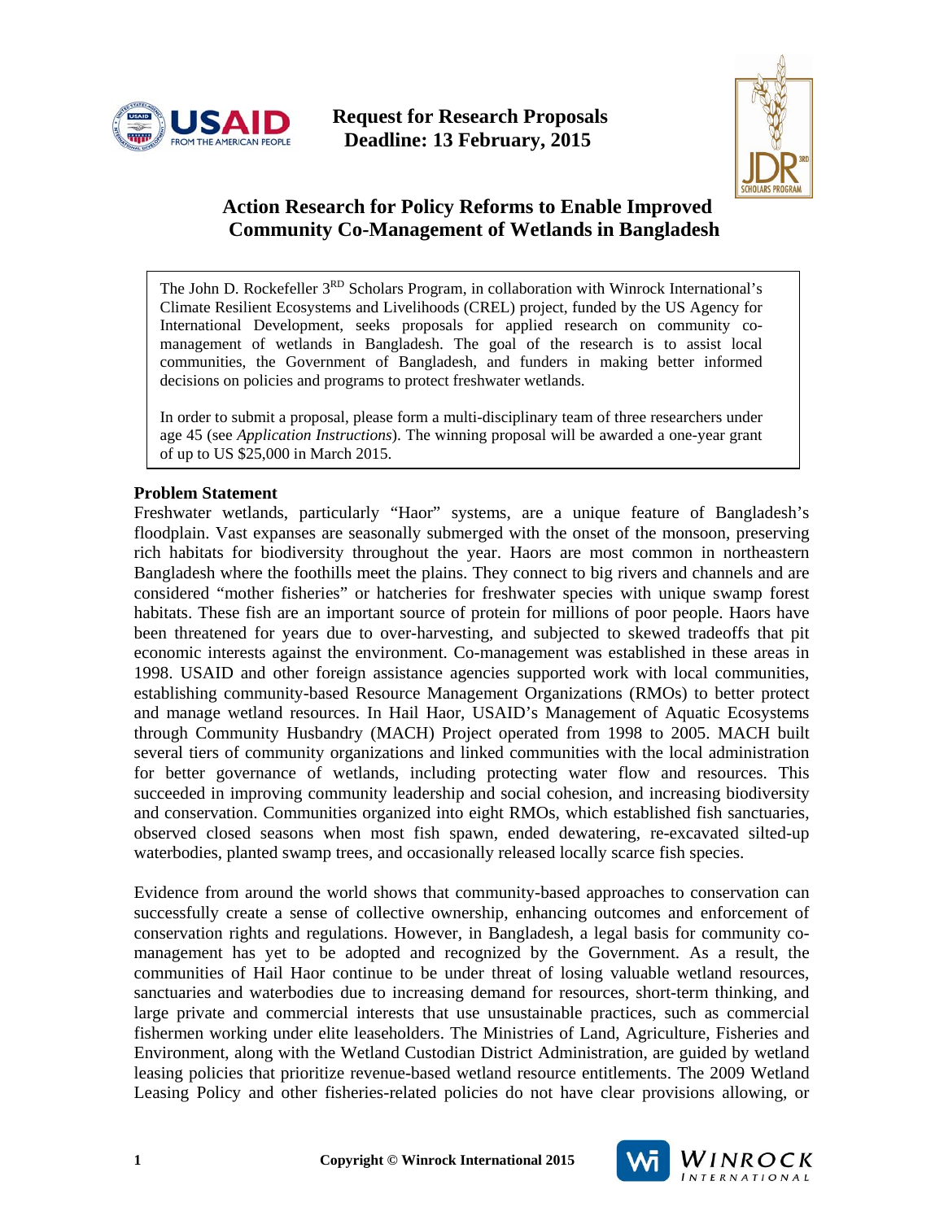**Request for Research Proposals**
**Deadline: 13 February, 2015**

# Action Research for Policy Reforms to Enable Improved Community Co-Management of Wetlands in Bangladesh

The John D. Rockefeller 3[RD] Scholars Program, in collaboration with Winrock International's Climate Resilient Ecosystems and Livelihoods (CREL) project, funded by the US Agency for International Development, seeks proposals for applied research on community co-management of wetlands in Bangladesh. The goal of the research is to assist local communities, the Government of Bangladesh, and funders in making better informed decisions on policies and programs to protect freshwater wetlands.

In order to submit a proposal, please form a multi-disciplinary team of three researchers under age 45 (see *Application Instructions*). The winning proposal will be awarded a one-year grant of up to US $25,000 in March 2015.

## Problem Statement

Freshwater wetlands, particularly "Haor" systems, are a unique feature of Bangladesh's floodplain. Vast expanses are seasonally submerged with the onset of the monsoon, preserving rich habitats for biodiversity throughout the year. Haors are most common in northeastern Bangladesh where the foothills meet the plains. They connect to big rivers and channels and are considered "mother fisheries" or hatcheries for freshwater species with unique swamp forest habitats. These fish are an important source of protein for millions of poor people. Haors have been threatened for years due to over-harvesting, and subjected to skewed tradeoffs that pit economic interests against the environment. Co-management was established in these areas in 1998. USAID and other foreign assistance agencies supported work with local communities, establishing community-based Resource Management Organizations (RMOs) to better protect and manage wetland resources. In Hail Haor, USAID's Management of Aquatic Ecosystems through Community Husbandry (MACH) Project operated from 1998 to 2005. MACH built several tiers of community organizations and linked communities with the local administration for better governance of wetlands, including protecting water flow and resources. This succeeded in improving community leadership and social cohesion, and increasing biodiversity and conservation. Communities organized into eight RMOs, which established fish sanctuaries, observed closed seasons when most fish spawn, ended dewatering, re-excavated silted-up waterbodies, planted swamp trees, and occasionally released locally scarce fish species.

Evidence from around the world shows that community-based approaches to conservation can successfully create a sense of collective ownership, enhancing outcomes and enforcement of conservation rights and regulations. However, in Bangladesh, a legal basis for community co-management has yet to be adopted and recognized by the Government. As a result, the communities of Hail Haor continue to be under threat of losing valuable wetland resources, sanctuaries and waterbodies due to increasing demand for resources, short-term thinking, and large private and commercial interests that use unsustainable practices, such as commercial fishermen working under elite leaseholders. The Ministries of Land, Agriculture, Fisheries and Environment, along with the Wetland Custodian District Administration, are guided by wetland leasing policies that prioritize revenue-based wetland resource entitlements. The 2009 Wetland Leasing Policy and other fisheries-related policies do not have clear provisions allowing, or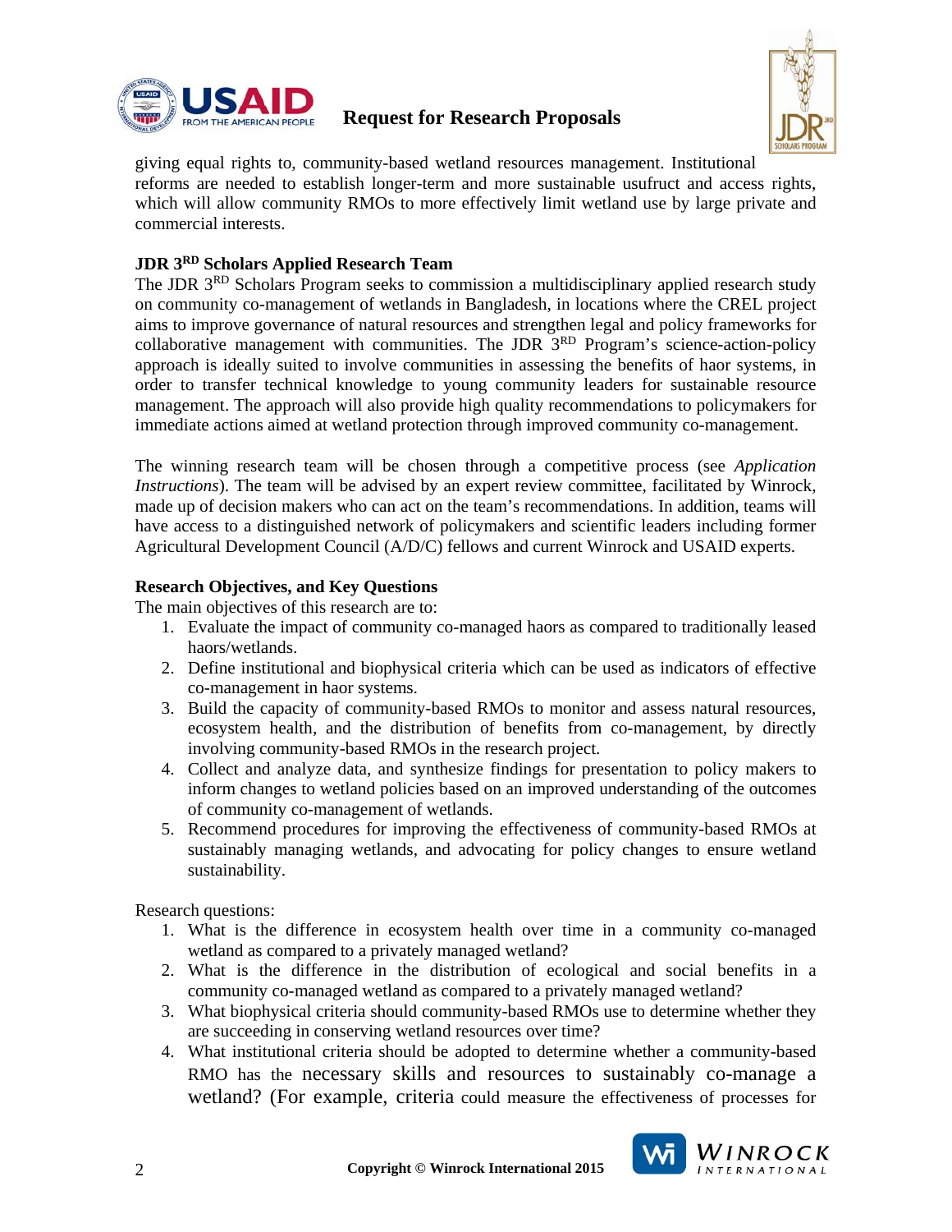giving equal rights to, community-based wetland resources management. Institutional reforms are needed to establish longer-term and more sustainable usufruct and access rights, which will allow community RMOs to more effectively limit wetland use by large private and commercial interests.

**JDR 3RD Scholars Applied Research Team**

The JDR 3RD Scholars Program seeks to commission a multidisciplinary applied research study on community co-management of wetlands in Bangladesh, in locations where the CREL project aims to improve governance of natural resources and strengthen legal and policy frameworks for collaborative management with communities. The JDR 3RD Program's science-action-policy approach is ideally suited to involve communities in assessing the benefits of haor systems, in order to transfer technical knowledge to young community leaders for sustainable resource management. The approach will also provide high quality recommendations to policymakers for immediate actions aimed at wetland protection through improved community co-management.

The winning research team will be chosen through a competitive process (see *Application Instructions*). The team will be advised by an expert review committee, facilitated by Winrock, made up of decision makers who can act on the team's recommendations. In addition, teams will have access to a distinguished network of policymakers and scientific leaders including former Agricultural Development Council (A/D/C) fellows and current Winrock and USAID experts.

**Research Objectives, and Key Questions**

The main objectives of this research are to:

1. Evaluate the impact of community co-managed haors as compared to traditionally leased haors/wetlands.
2. Define institutional and biophysical criteria which can be used as indicators of effective co-management in haor systems.
3. Build the capacity of community-based RMOs to monitor and assess natural resources, ecosystem health, and the distribution of benefits from co-management, by directly involving community-based RMOs in the research project.
4. Collect and analyze data, and synthesize findings for presentation to policy makers to inform changes to wetland policies based on an improved understanding of the outcomes of community co-management of wetlands.
5. Recommend procedures for improving the effectiveness of community-based RMOs at sustainably managing wetlands, and advocating for policy changes to ensure wetland sustainability.

Research questions:

1. What is the difference in ecosystem health over time in a community co-managed wetland as compared to a privately managed wetland?
2. What is the difference in the distribution of ecological and social benefits in a community co-managed wetland as compared to a privately managed wetland?
3. What biophysical criteria should community-based RMOs use to determine whether they are succeeding in conserving wetland resources over time?
4. What institutional criteria should be adopted to determine whether a community-based RMO has the necessary skills and resources to sustainably co-manage a wetland? (For example, criteria could measure the effectiveness of processes for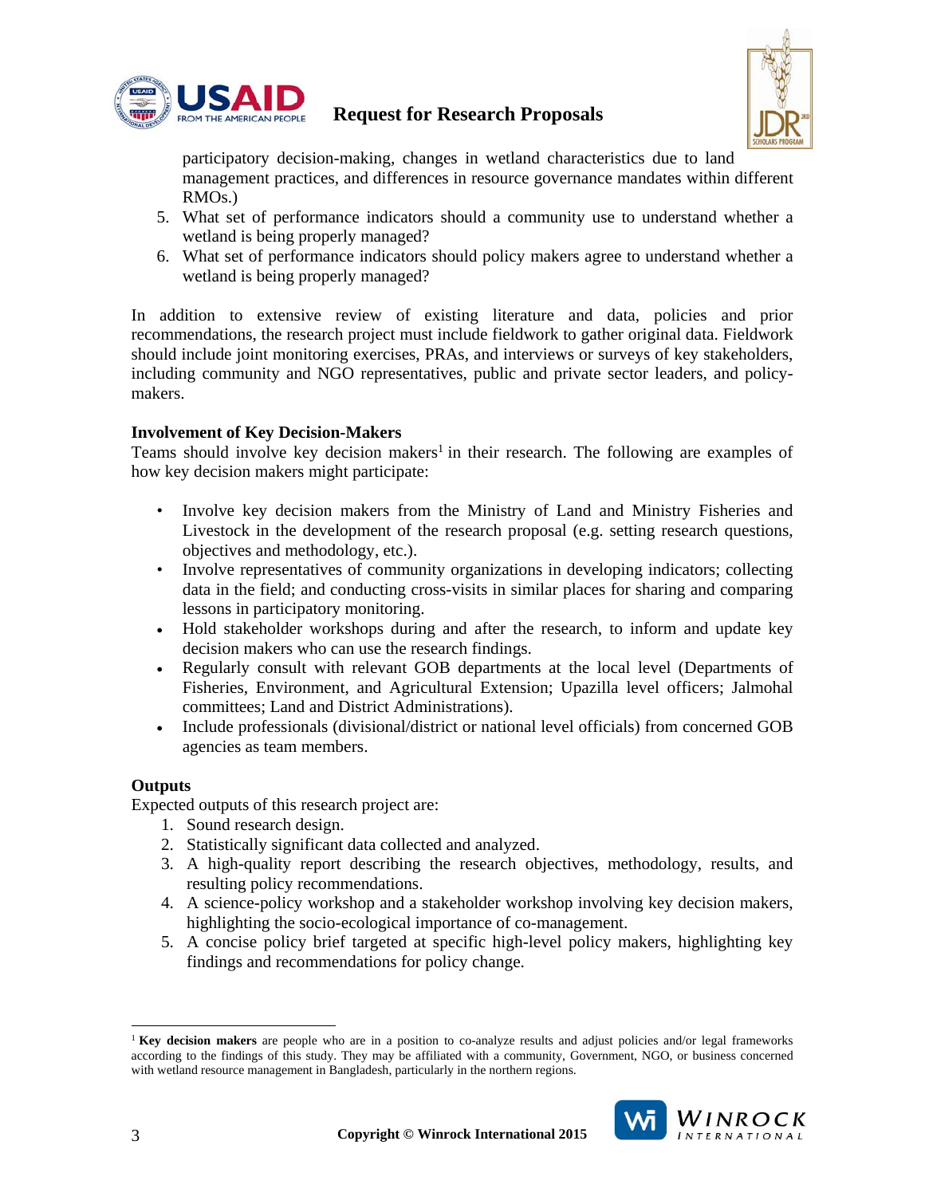participatory decision-making, changes in wetland characteristics due to land management practices, and differences in resource governance mandates within different RMOs.)

5. What set of performance indicators should a community use to understand whether a wetland is being properly managed?
6. What set of performance indicators should policy makers agree to understand whether a wetland is being properly managed?

In addition to extensive review of existing literature and data, policies and prior recommendations, the research project must include fieldwork to gather original data. Fieldwork should include joint monitoring exercises, PRAs, and interviews or surveys of key stakeholders, including community and NGO representatives, public and private sector leaders, and policy-makers.

**Involvement of Key Decision-Makers**

Teams should involve key decision makers[1] in their research. The following are examples of how key decision makers might participate:

- Involve key decision makers from the Ministry of Land and Ministry Fisheries and Livestock in the development of the research proposal (e.g. setting research questions, objectives and methodology, etc.).
- Involve representatives of community organizations in developing indicators; collecting data in the field; and conducting cross-visits in similar places for sharing and comparing lessons in participatory monitoring.
- Hold stakeholder workshops during and after the research, to inform and update key decision makers who can use the research findings.
- Regularly consult with relevant GOB departments at the local level (Departments of Fisheries, Environment, and Agricultural Extension; Upazilla level officers; Jalmohal committees; Land and District Administrations).
- Include professionals (divisional/district or national level officials) from concerned GOB agencies as team members.

**Outputs**

Expected outputs of this research project are:

1. Sound research design.
2. Statistically significant data collected and analyzed.
3. A high-quality report describing the research objectives, methodology, results, and resulting policy recommendations.
4. A science-policy workshop and a stakeholder workshop involving key decision makers, highlighting the socio-ecological importance of co-management.
5. A concise policy brief targeted at specific high-level policy makers, highlighting key findings and recommendations for policy change.

[1] **Key decision makers** are people who are in a position to co-analyze results and adjust policies and/or legal frameworks according to the findings of this study. They may be affiliated with a community, Government, NGO, or business concerned with wetland resource management in Bangladesh, particularly in the northern regions.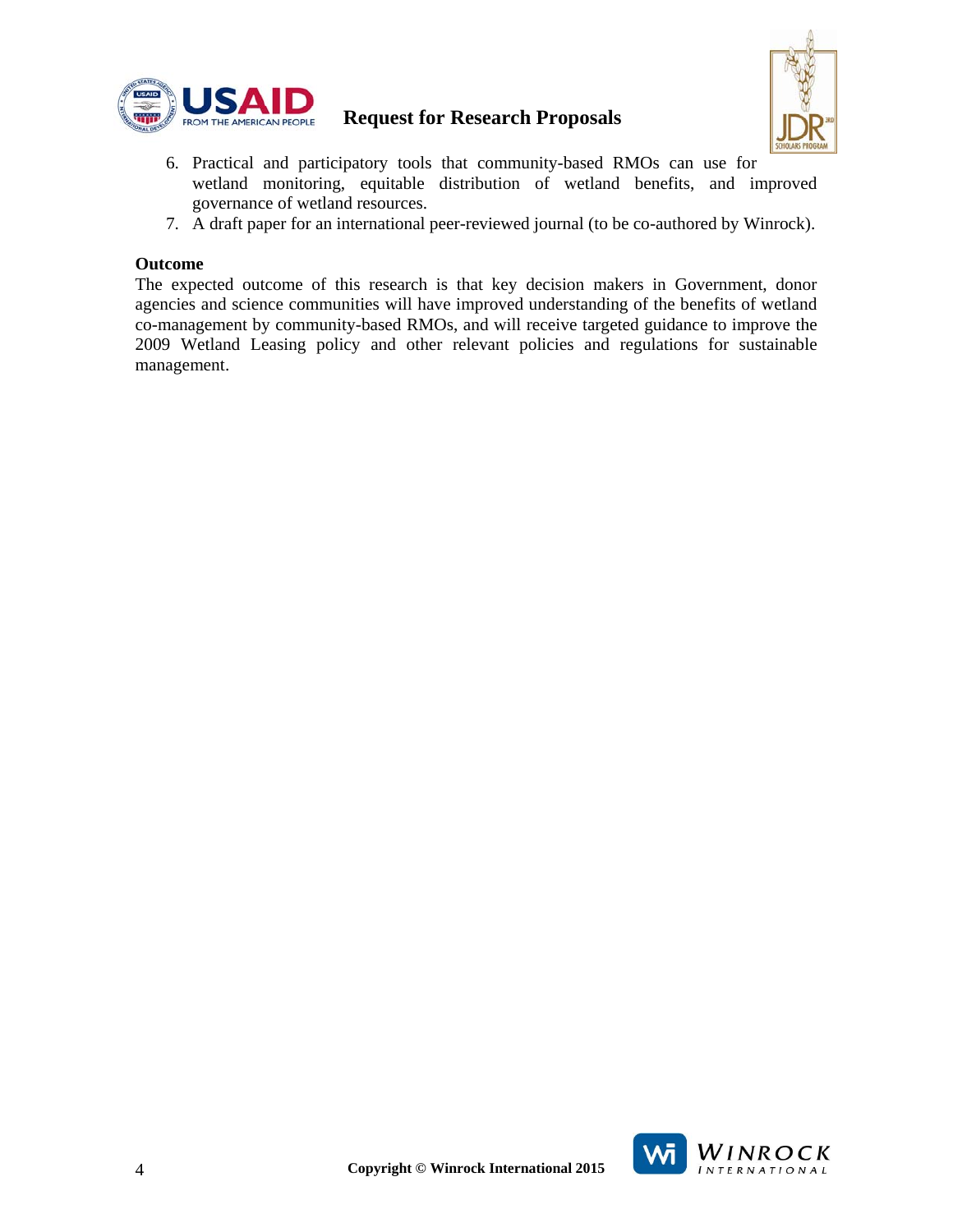6. Practical and participatory tools that community-based RMOs can use for wetland monitoring, equitable distribution of wetland benefits, and improved governance of wetland resources.
7. A draft paper for an international peer-reviewed journal (to be co-authored by Winrock).

**Outcome**

The expected outcome of this research is that key decision makers in Government, donor agencies and science communities will have improved understanding of the benefits of wetland co-management by community-based RMOs, and will receive targeted guidance to improve the 2009 Wetland Leasing policy and other relevant policies and regulations for sustainable management.